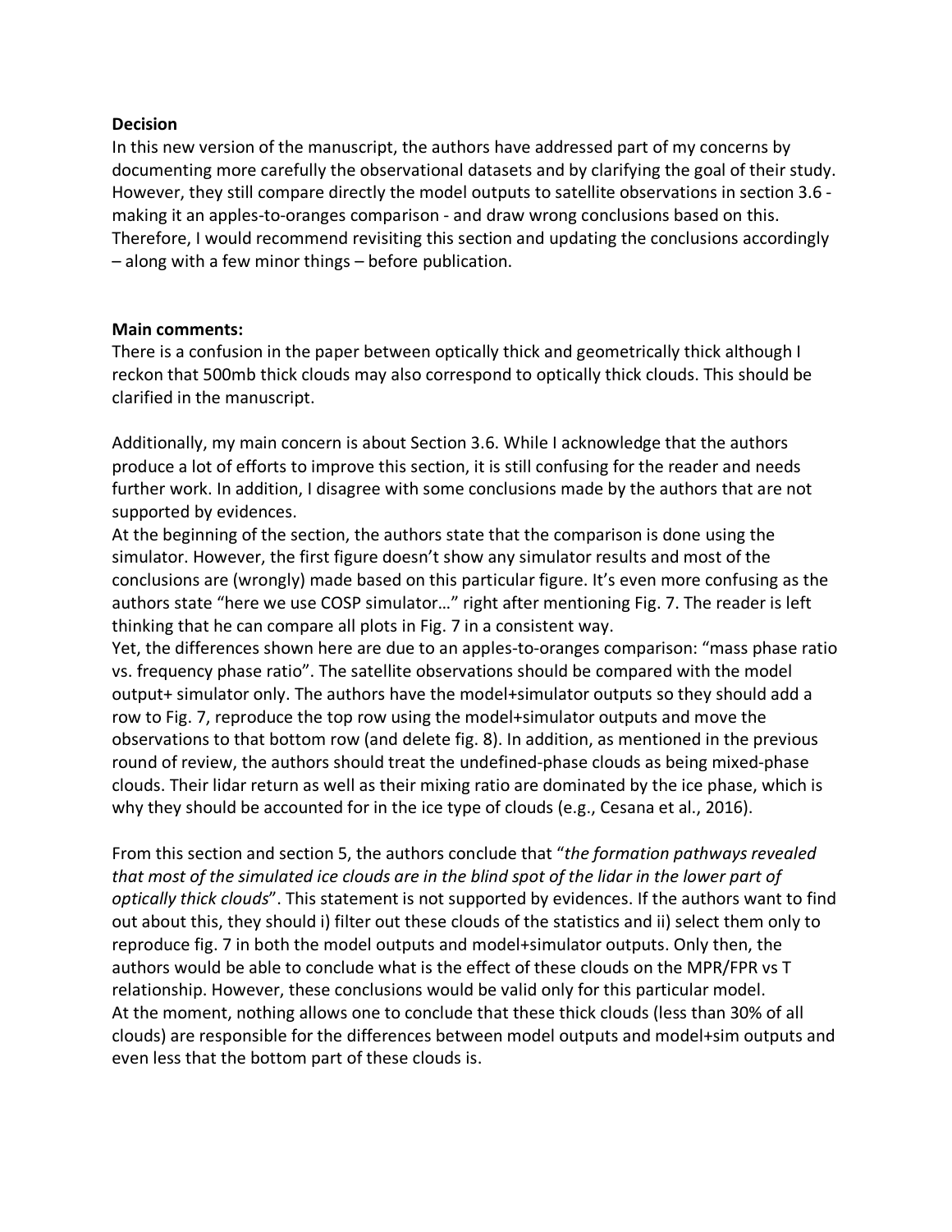**Decision**

In this new version of the manuscript, the authors have addressed part of my concerns by documenting more carefully the observational datasets and by clarifying the goal of their study. However, they still compare directly the model outputs to satellite observations in section 3.6 - making it an apples-to-oranges comparison - and draw wrong conclusions based on this. Therefore, I would recommend revisiting this section and updating the conclusions accordingly – along with a few minor things – before publication.

**Main comments:**

There is a confusion in the paper between optically thick and geometrically thick although I reckon that 500mb thick clouds may also correspond to optically thick clouds. This should be clarified in the manuscript.

Additionally, my main concern is about Section 3.6. While I acknowledge that the authors produce a lot of efforts to improve this section, it is still confusing for the reader and needs further work. In addition, I disagree with some conclusions made by the authors that are not supported by evidences.

At the beginning of the section, the authors state that the comparison is done using the simulator. However, the first figure doesn't show any simulator results and most of the conclusions are (wrongly) made based on this particular figure. It's even more confusing as the authors state "here we use COSP simulator…" right after mentioning Fig. 7. The reader is left thinking that he can compare all plots in Fig. 7 in a consistent way.

Yet, the differences shown here are due to an apples-to-oranges comparison: "mass phase ratio vs. frequency phase ratio". The satellite observations should be compared with the model output+ simulator only. The authors have the model+simulator outputs so they should add a row to Fig. 7, reproduce the top row using the model+simulator outputs and move the observations to that bottom row (and delete fig. 8). In addition, as mentioned in the previous round of review, the authors should treat the undefined-phase clouds as being mixed-phase clouds. Their lidar return as well as their mixing ratio are dominated by the ice phase, which is why they should be accounted for in the ice type of clouds (e.g., Cesana et al., 2016).

From this section and section 5, the authors conclude that "*the formation pathways revealed that most of the simulated ice clouds are in the blind spot of the lidar in the lower part of optically thick clouds*". This statement is not supported by evidences. If the authors want to find out about this, they should i) filter out these clouds of the statistics and ii) select them only to reproduce fig. 7 in both the model outputs and model+simulator outputs. Only then, the authors would be able to conclude what is the effect of these clouds on the MPR/FPR vs T relationship. However, these conclusions would be valid only for this particular model.

At the moment, nothing allows one to conclude that these thick clouds (less than 30% of all clouds) are responsible for the differences between model outputs and model+sim outputs and even less that the bottom part of these clouds is.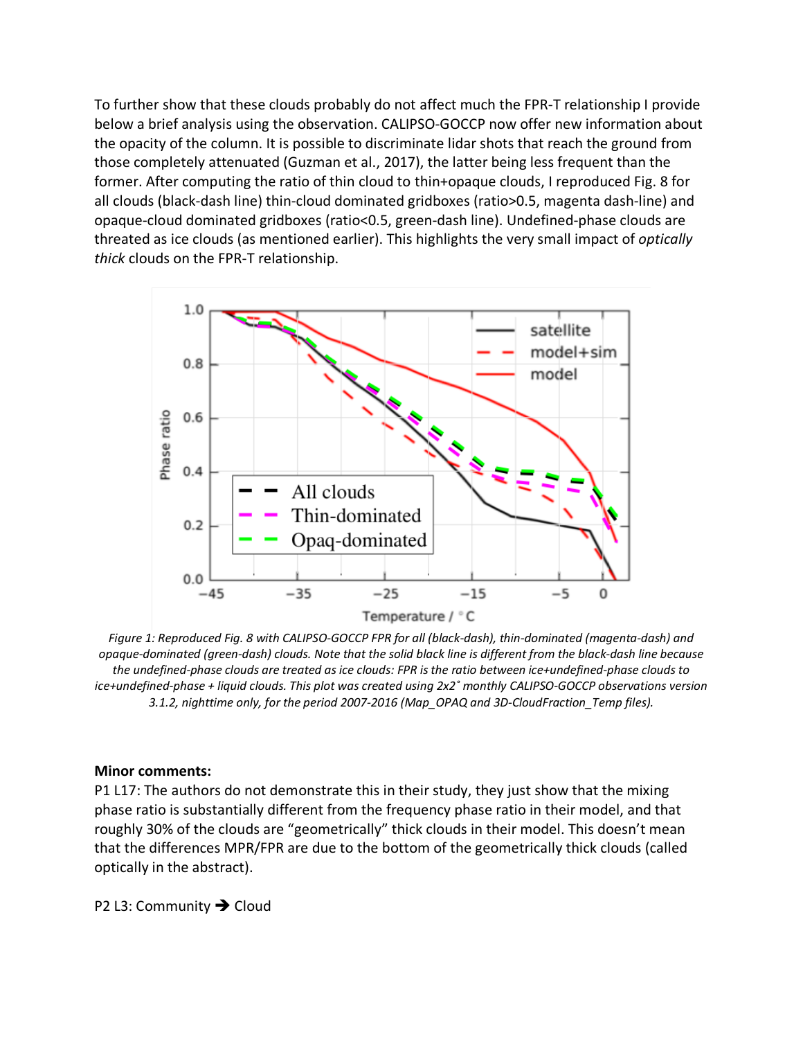To further show that these clouds probably do not affect much the FPR-T relationship I provide below a brief analysis using the observation. CALIPSO-GOCCP now offer new information about the opacity of the column. It is possible to discriminate lidar shots that reach the ground from those completely attenuated (Guzman et al., 2017), the latter being less frequent than the former. After computing the ratio of thin cloud to thin+opaque clouds, I reproduced Fig. 8 for all clouds (black-dash line) thin-cloud dominated gridboxes (ratio>0.5, magenta dash-line) and opaque-cloud dominated gridboxes (ratio<0.5, green-dash line). Undefined-phase clouds are threated as ice clouds (as mentioned earlier). This highlights the very small impact of *optically thick* clouds on the FPR-T relationship.

*Figure 1: Reproduced Fig. 8 with CALIPSO-GOCCP FPR for all (black-dash), thin-dominated (magenta-dash) and opaque-dominated (green-dash) clouds. Note that the solid black line is different from the black-dash line because the undefined-phase clouds are treated as ice clouds: FPR is the ratio between ice+undefined-phase clouds to ice+undefined-phase + liquid clouds. This plot was created using 2x2° monthly CALIPSO-GOCCP observations version 3.1.2, nighttime only, for the period 2007-2016 (Map_OPAQ and 3D-CloudFraction_Temp files).*

**Minor comments:**

P1 L17: The authors do not demonstrate this in their study, they just show that the mixing phase ratio is substantially different from the frequency phase ratio in their model, and that roughly 30% of the clouds are "geometrically" thick clouds in their model. This doesn't mean that the differences MPR/FPR are due to the bottom of the geometrically thick clouds (called optically in the abstract).

P2 L3: Community ➔ Cloud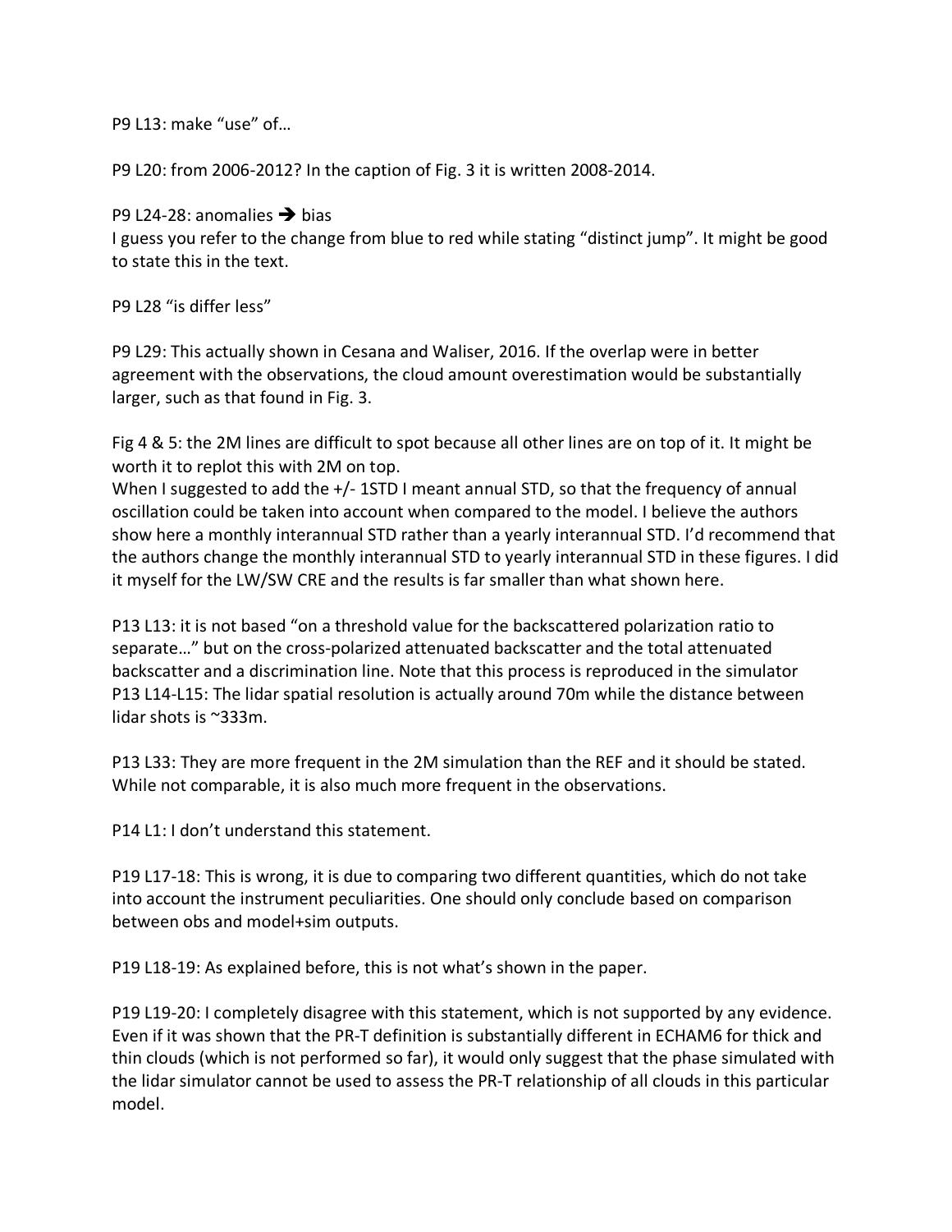P9 L13: make “use” of…

P9 L20: from 2006-2012? In the caption of Fig. 3 it is written 2008-2014.

P9 L24-28: anomalies ➔ bias
I guess you refer to the change from blue to red while stating “distinct jump”. It might be good to state this in the text.

P9 L28 “is differ less”

P9 L29: This actually shown in Cesana and Waliser, 2016. If the overlap were in better agreement with the observations, the cloud amount overestimation would be substantially larger, such as that found in Fig. 3.

Fig 4 & 5: the 2M lines are difficult to spot because all other lines are on top of it. It might be worth it to replot this with 2M on top.
When I suggested to add the +/- 1STD I meant annual STD, so that the frequency of annual oscillation could be taken into account when compared to the model. I believe the authors show here a monthly interannual STD rather than a yearly interannual STD. I'd recommend that the authors change the monthly interannual STD to yearly interannual STD in these figures. I did it myself for the LW/SW CRE and the results is far smaller than what shown here.

P13 L13: it is not based “on a threshold value for the backscattered polarization ratio to separate…” but on the cross-polarized attenuated backscatter and the total attenuated backscatter and a discrimination line. Note that this process is reproduced in the simulator
P13 L14-L15: The lidar spatial resolution is actually around 70m while the distance between lidar shots is ~333m.

P13 L33: They are more frequent in the 2M simulation than the REF and it should be stated. While not comparable, it is also much more frequent in the observations.

P14 L1: I don't understand this statement.

P19 L17-18: This is wrong, it is due to comparing two different quantities, which do not take into account the instrument peculiarities. One should only conclude based on comparison between obs and model+sim outputs.

P19 L18-19: As explained before, this is not what's shown in the paper.

P19 L19-20: I completely disagree with this statement, which is not supported by any evidence. Even if it was shown that the PR-T definition is substantially different in ECHAM6 for thick and thin clouds (which is not performed so far), it would only suggest that the phase simulated with the lidar simulator cannot be used to assess the PR-T relationship of all clouds in this particular model.